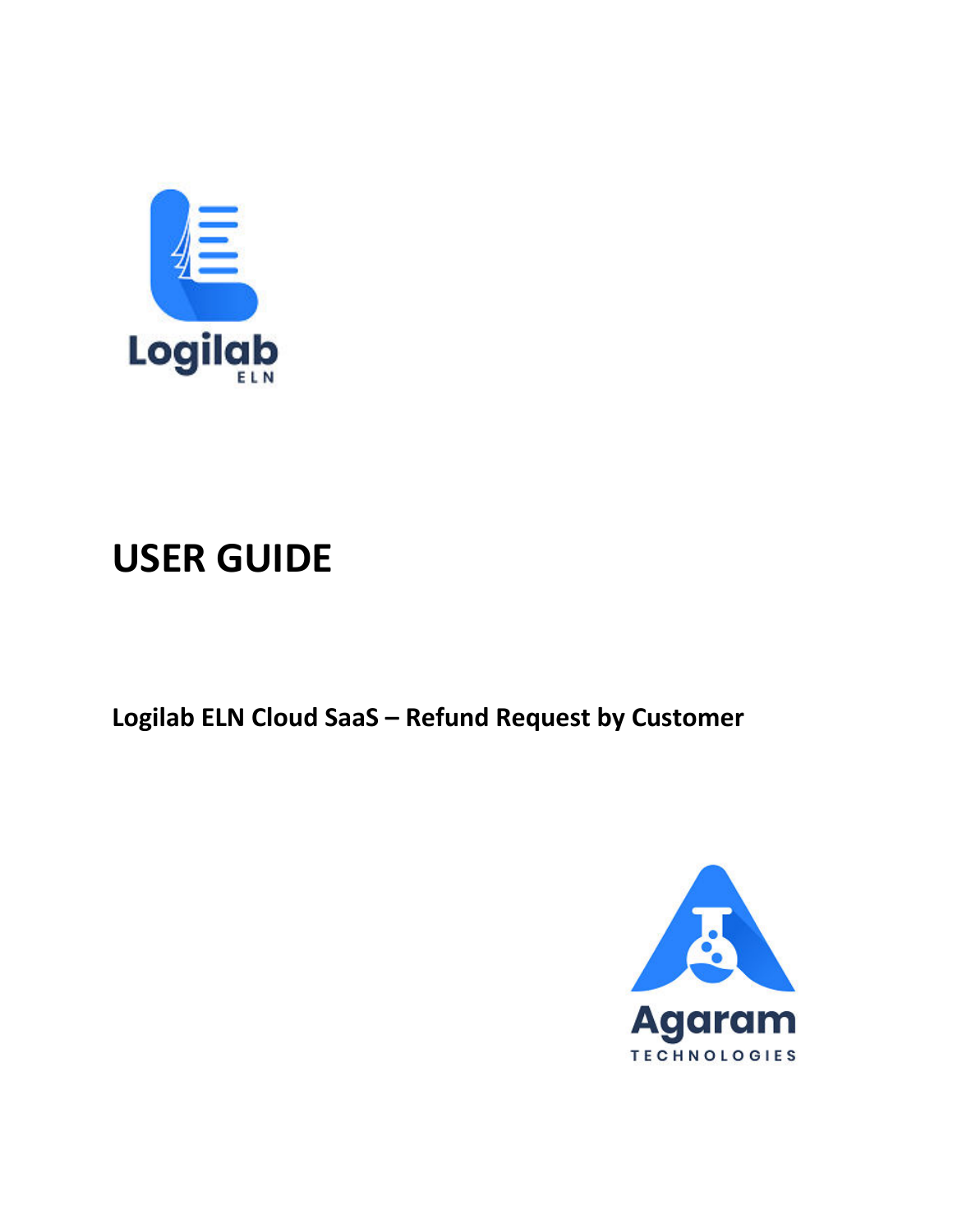Logilab

ELN

# USER GUIDE

**Logilab ELN Cloud SaaS – Refund Request by Customer**

Agaram

TECHNOLOGIES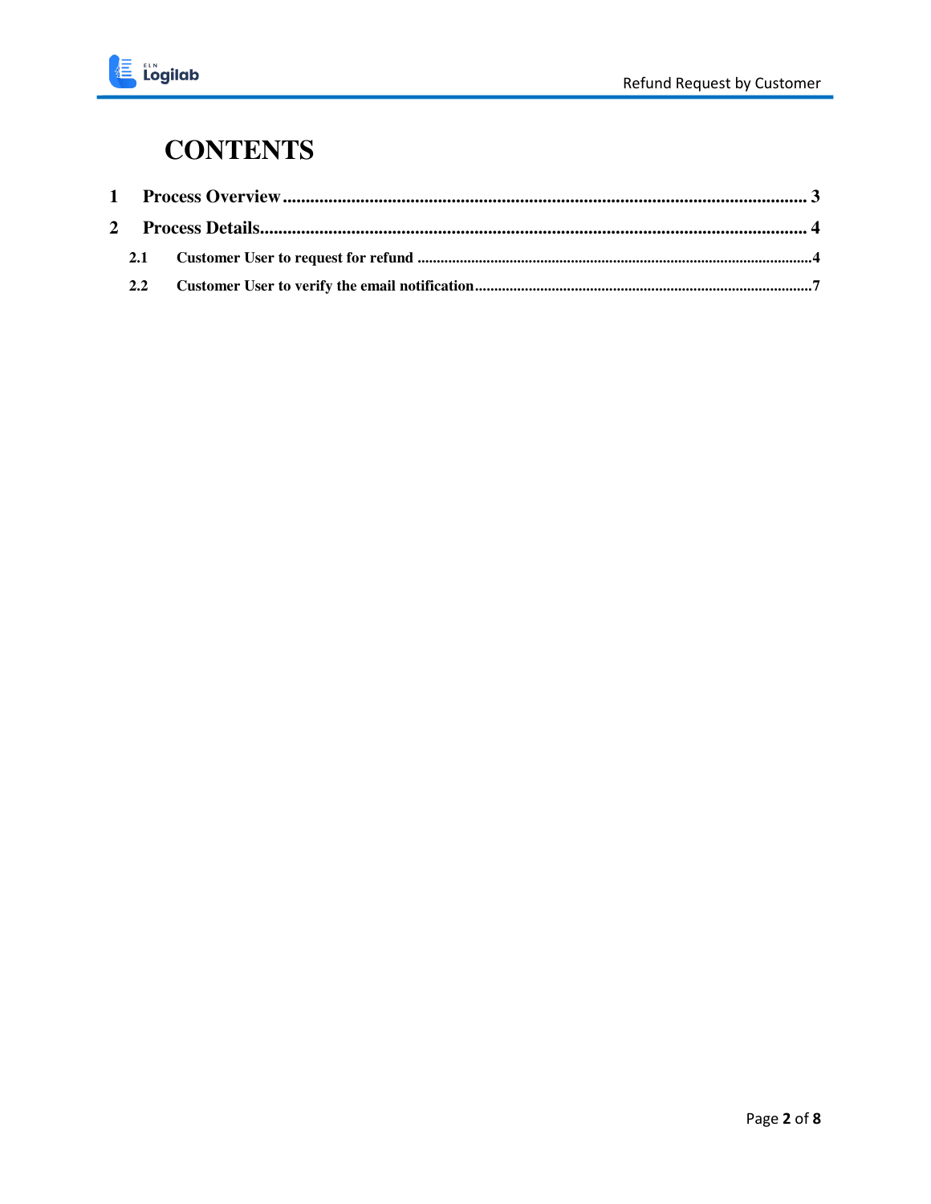# CONTENTS

1 Process Overview ... 3

2 Process Details ... 4

- 2.1 Customer User to request for refund ... 4
- 2.2 Customer User to verify the email notification ... 7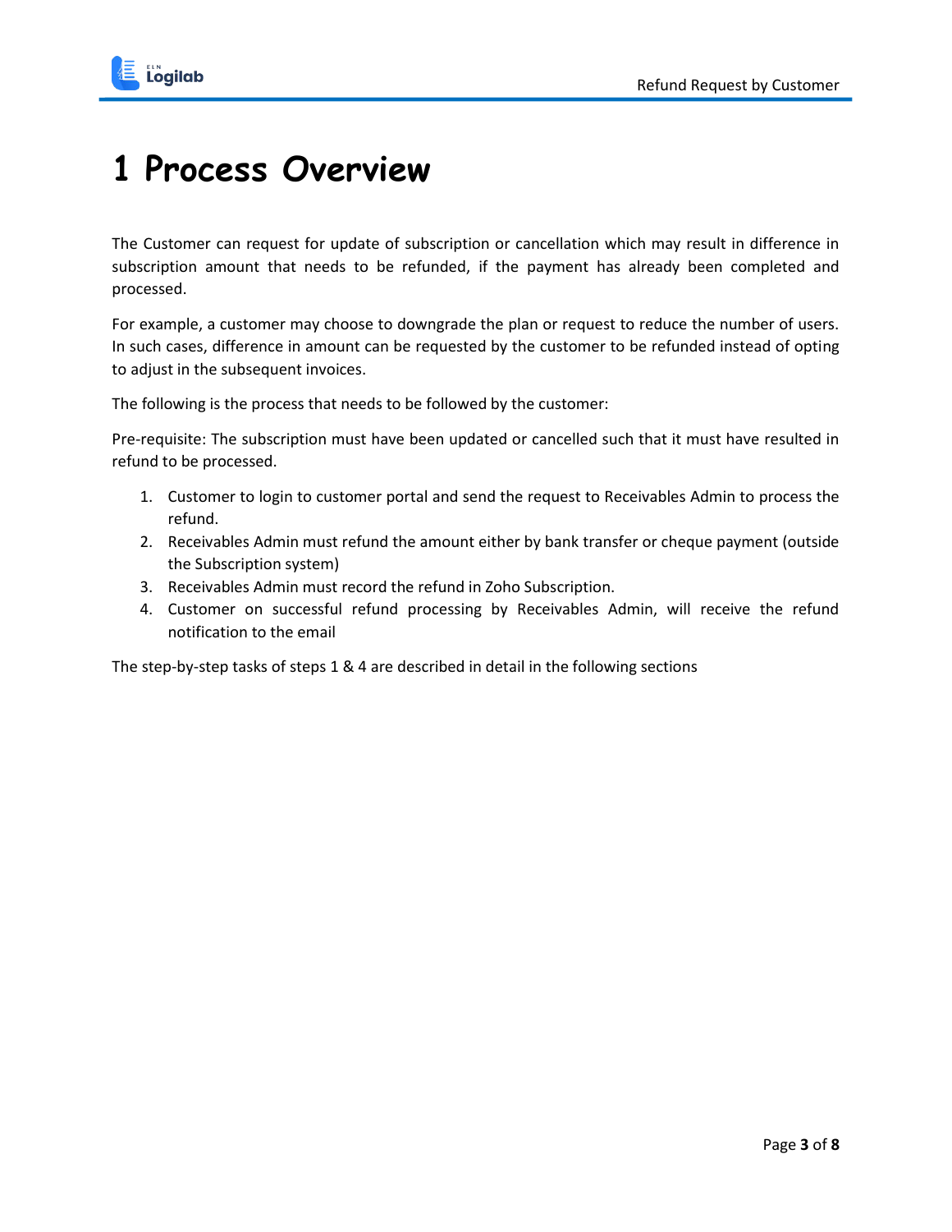# 1 Process Overview

The Customer can request for update of subscription or cancellation which may result in difference in subscription amount that needs to be refunded, if the payment has already been completed and processed.

For example, a customer may choose to downgrade the plan or request to reduce the number of users. In such cases, difference in amount can be requested by the customer to be refunded instead of opting to adjust in the subsequent invoices.

The following is the process that needs to be followed by the customer:

Pre-requisite: The subscription must have been updated or cancelled such that it must have resulted in refund to be processed.

1. Customer to login to customer portal and send the request to Receivables Admin to process the refund.
2. Receivables Admin must refund the amount either by bank transfer or cheque payment (outside the Subscription system)
3. Receivables Admin must record the refund in Zoho Subscription.
4. Customer on successful refund processing by Receivables Admin, will receive the refund notification to the email

The step-by-step tasks of steps 1 & 4 are described in detail in the following sections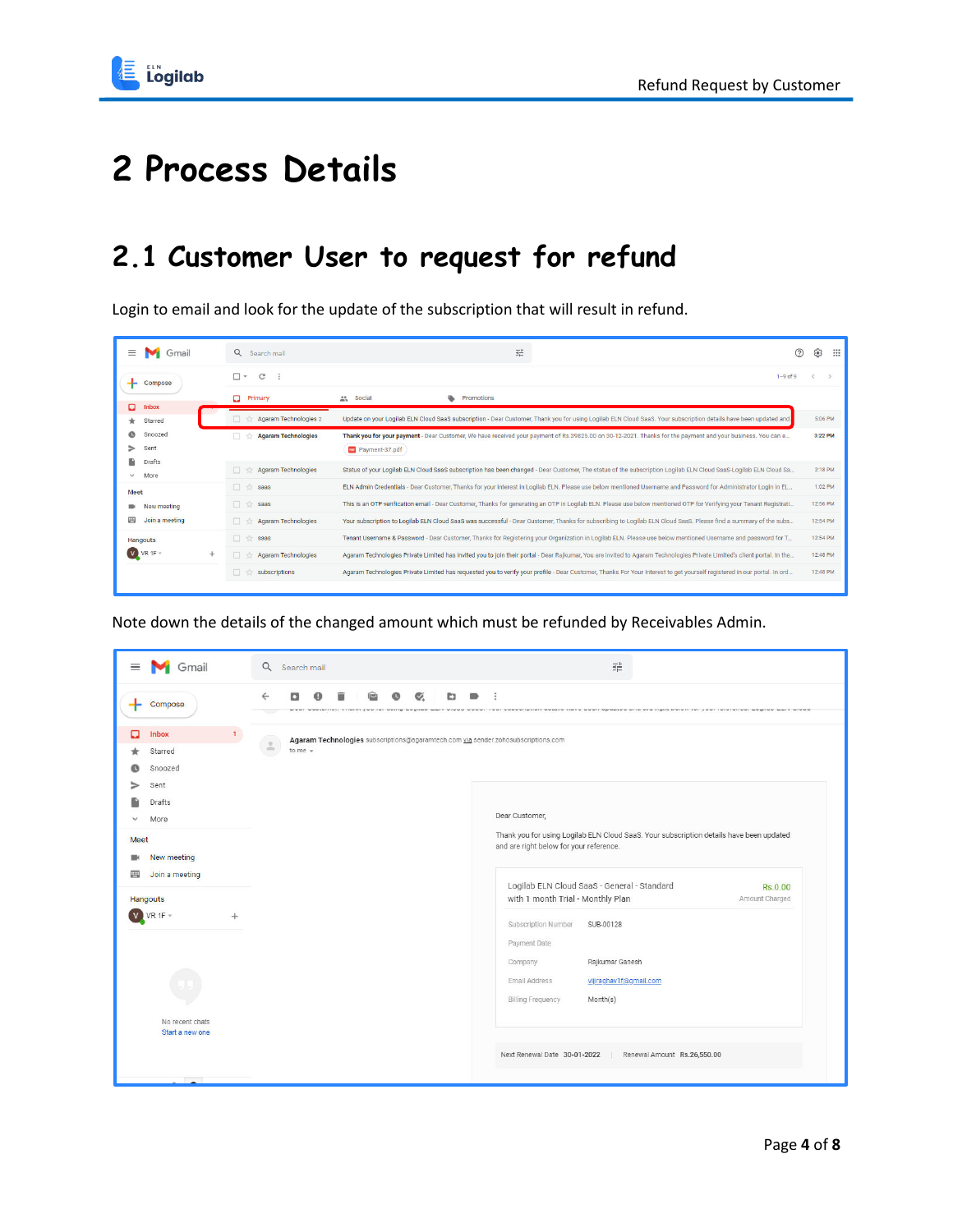# 2 Process Details

## 2.1 Customer User to request for refund

Login to email and look for the update of the subscription that will result in refund.

Note down the details of the changed amount which must be refunded by Receivables Admin.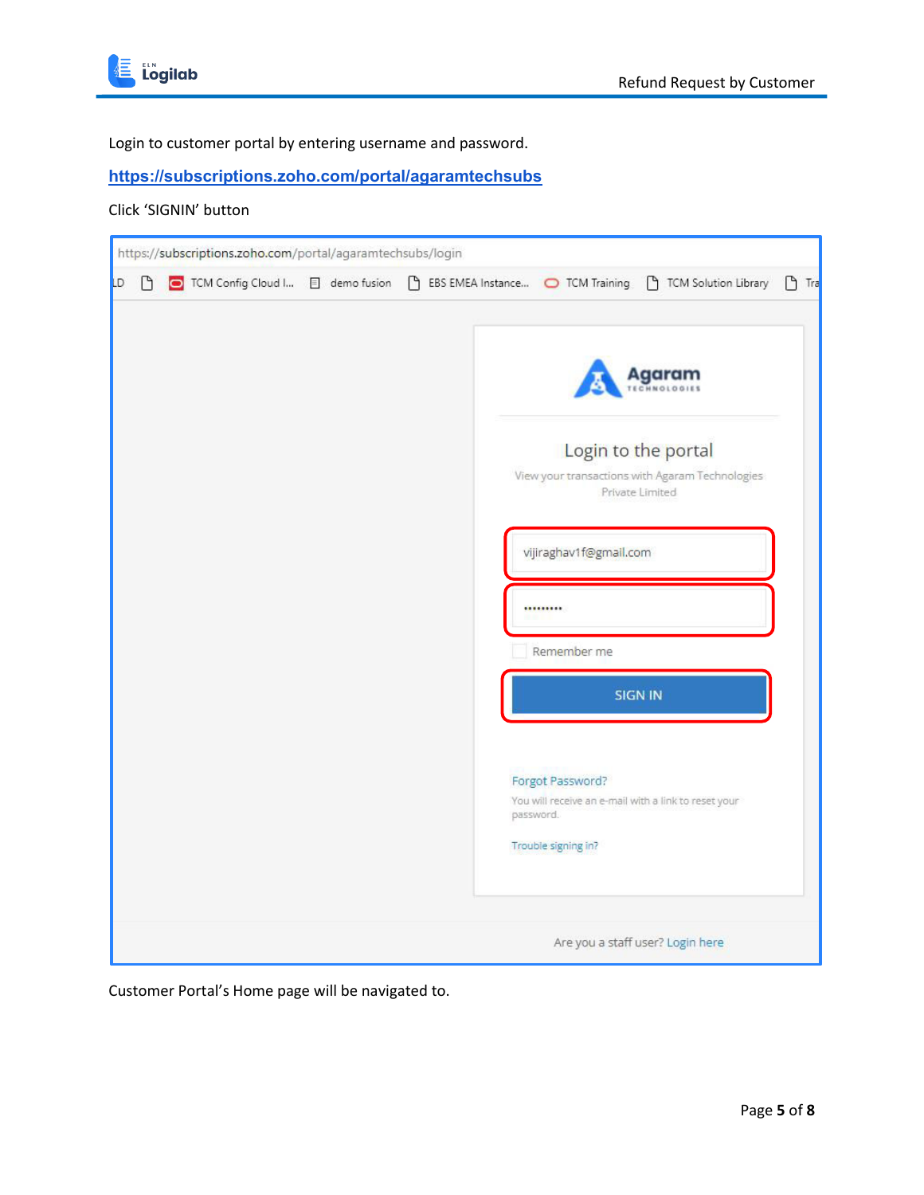Login to customer portal by entering username and password.

[https://subscriptions.zoho.com/portal/agaramtechsubs](https://subscriptions.zoho.com/portal/agaramtechsubs)

Click 'SIGNIN' button

Customer Portal's Home page will be navigated to.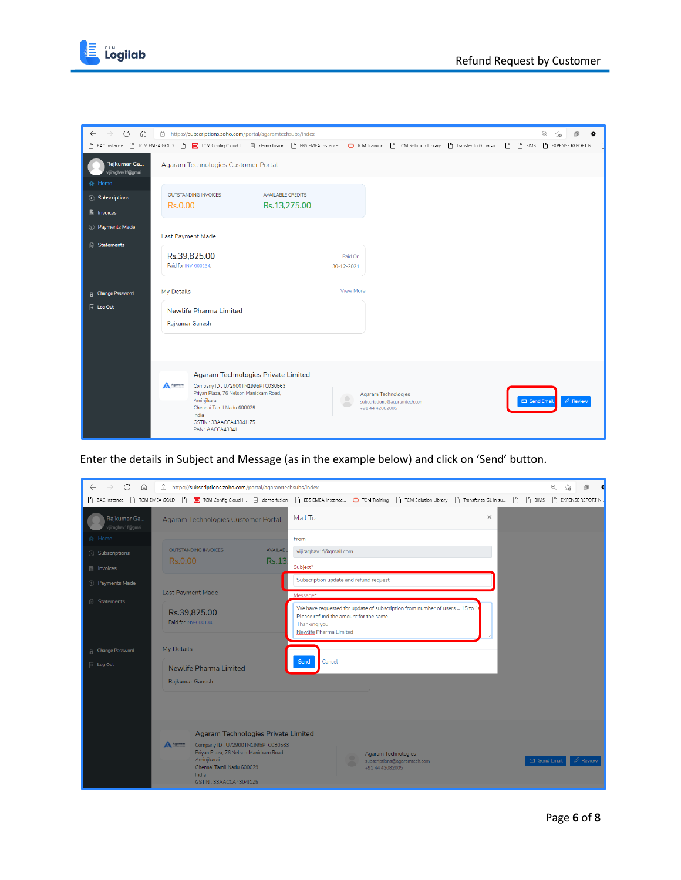Enter the details in Subject and Message (as in the example below) and click on 'Send' button.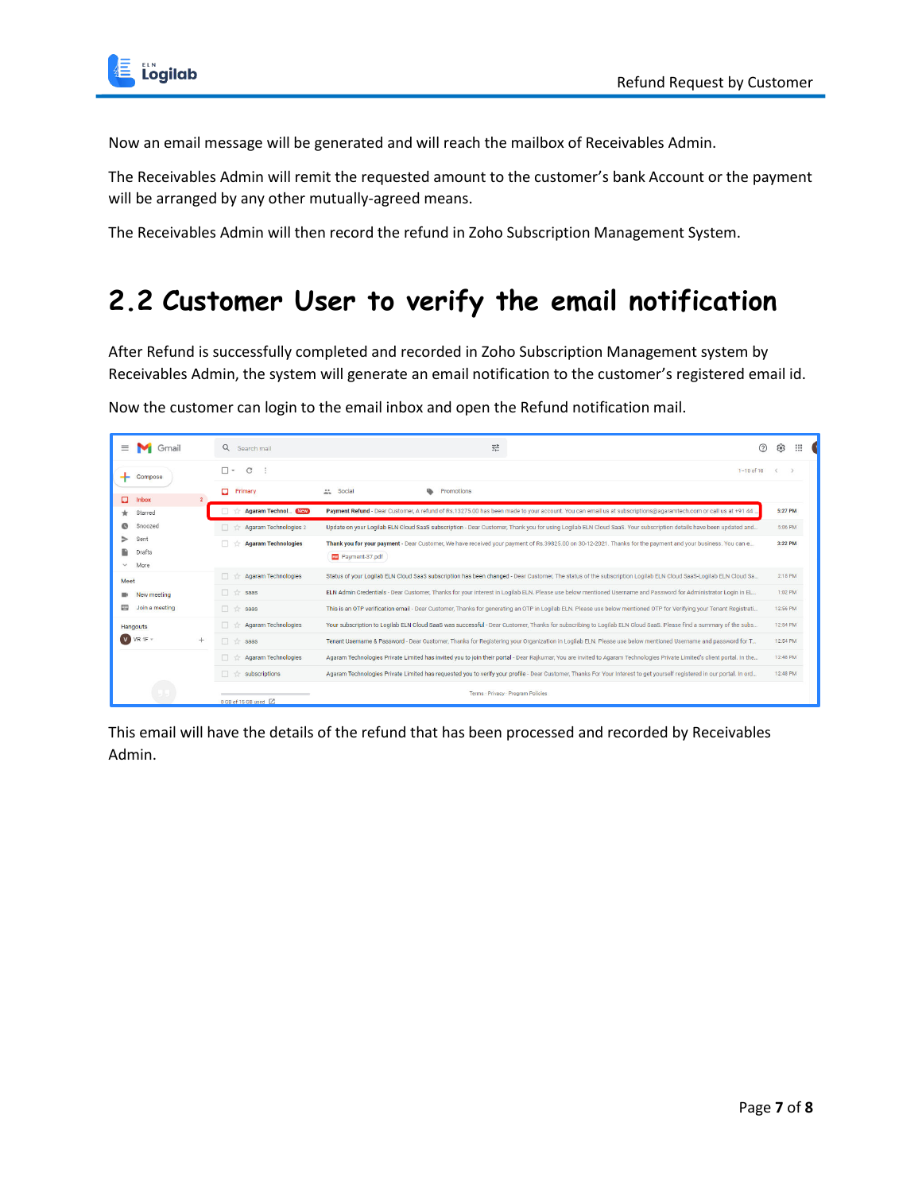Now an email message will be generated and will reach the mailbox of Receivables Admin.

The Receivables Admin will remit the requested amount to the customer's bank Account or the payment will be arranged by any other mutually-agreed means.

The Receivables Admin will then record the refund in Zoho Subscription Management System.

## 2.2 Customer User to verify the email notification

After Refund is successfully completed and recorded in Zoho Subscription Management system by Receivables Admin, the system will generate an email notification to the customer's registered email id.

Now the customer can login to the email inbox and open the Refund notification mail.

This email will have the details of the refund that has been processed and recorded by Receivables Admin.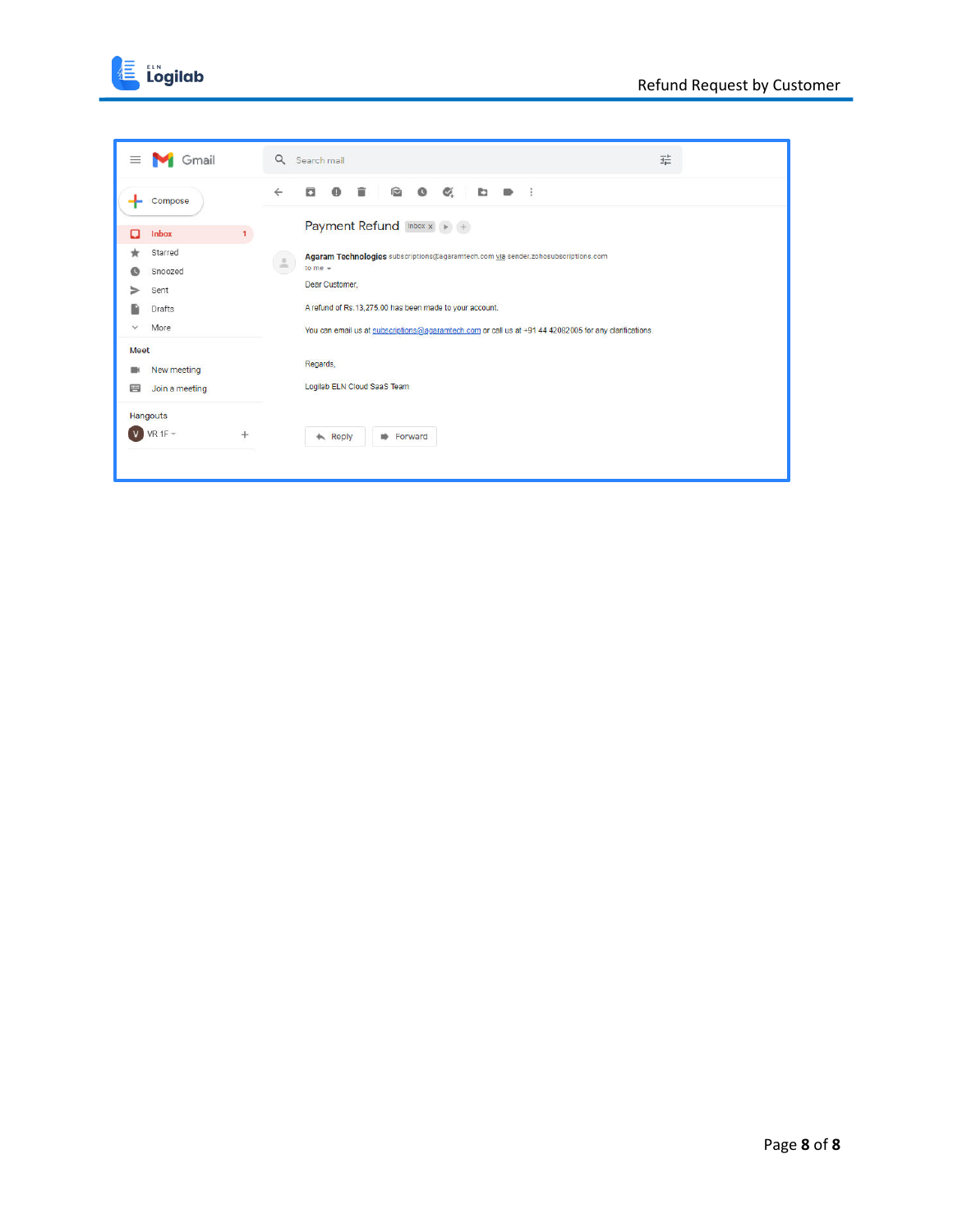Gmail

Search mail

Compose

Inbox 1

Starred

Snoozed

Sent

Drafts

More

Meet

New meeting

Join a meeting

Hangouts

VR 1F

Payment Refund Inbox x

**Agaram Technologies** subscriptions@agaramtech.com via sender.zohosubscriptions.com

to me

Dear Customer,

A refund of Rs.13,275.00 has been made to your account.

You can email us at subscriptions@agaramtech.com or call us at +91 44 42082005 for any clarifications.

Regards,

Logilab ELN Cloud SaaS Team

Reply Forward